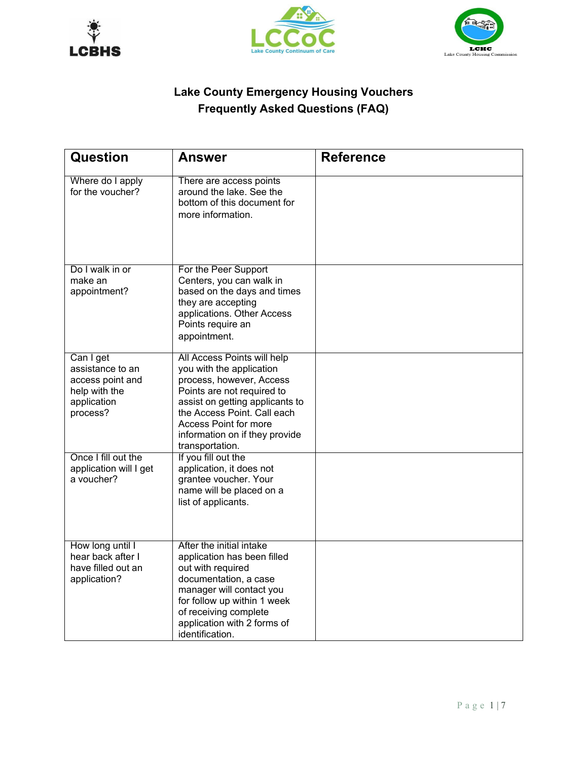LCBHS

LCCoC
Lake County Continuum of Care

LCHC
Lake County Housing Commission

# Lake County Emergency Housing Vouchers
## Frequently Asked Questions (FAQ)

| Question | Answer | Reference |
|---|---|---|
| Where do I apply for the voucher? | There are access points around the lake. See the bottom of this document for more information. | |
| Do I walk in or make an appointment? | For the Peer Support Centers, you can walk in based on the days and times they are accepting applications. Other Access Points require an appointment. | |
| Can I get assistance to an access point and help with the application process? | All Access Points will help you with the application process, however, Access Points are not required to assist on getting applicants to the Access Point. Call each Access Point for more information on if they provide transportation. | |
| Once I fill out the application will I get a voucher? | If you fill out the application, it does not grantee voucher. Your name will be placed on a list of applicants. | |
| How long until I hear back after I have filled out an application? | After the initial intake application has been filled out with required documentation, a case manager will contact you for follow up within 1 week of receiving complete application with 2 forms of identification. | |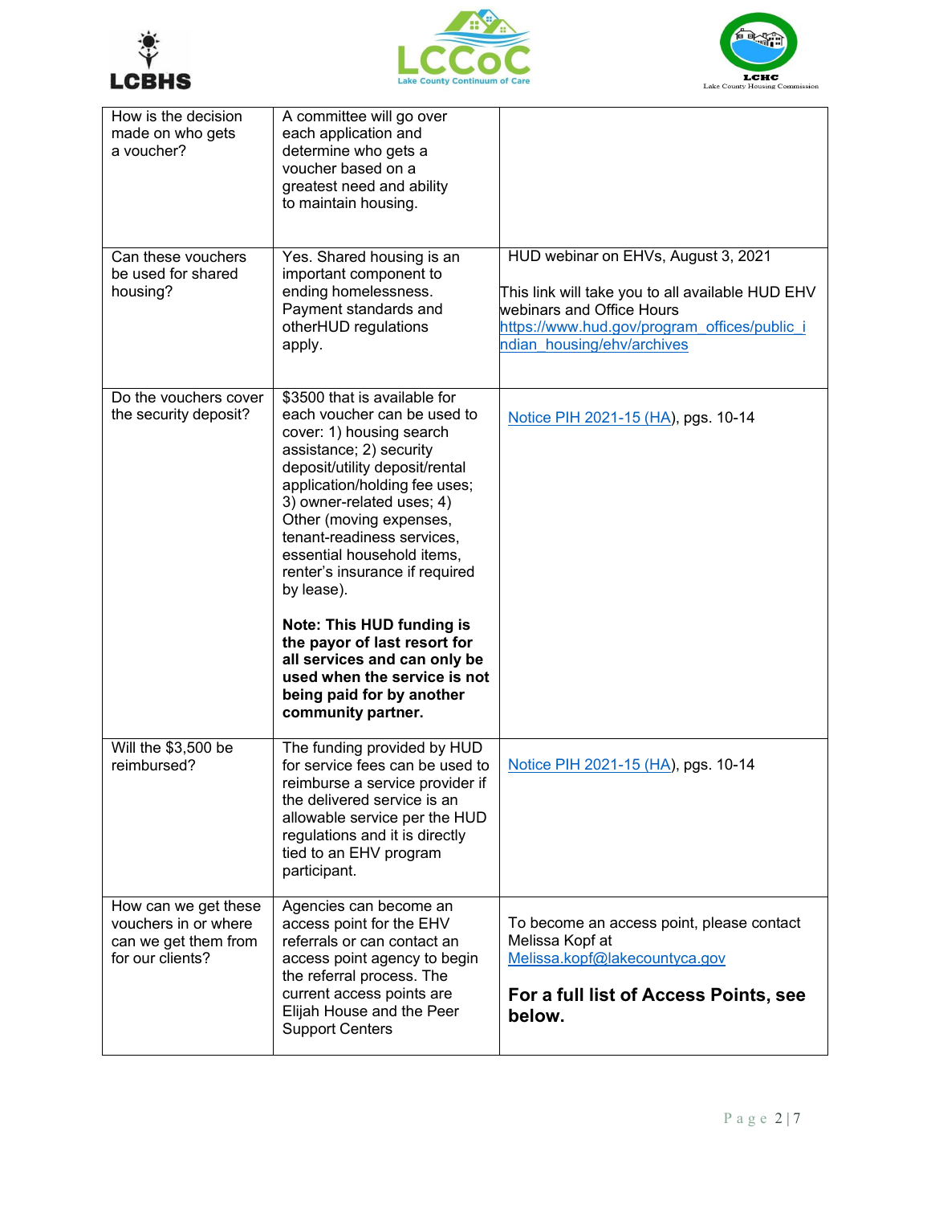| | | |
|---|---|---|
| How is the decision made on who gets a voucher? | A committee will go over each application and determine who gets a voucher based on a greatest need and ability to maintain housing. | |
| Can these vouchers be used for shared housing? | Yes. Shared housing is an important component to ending homelessness. Payment standards and otherHUD regulations apply. | HUD webinar on EHVs, August 3, 2021<br><br>This link will take you to all available HUD EHV webinars and Office Hours<br>[https://www.hud.gov/program_offices/public_indian_housing/ehv/archives](https://www.hud.gov/program_offices/public_indian_housing/ehv/archives) |
| Do the vouchers cover the security deposit? | $3500 that is available for each voucher can be used to cover: 1) housing search assistance; 2) security deposit/utility deposit/rental application/holding fee uses; 3) owner-related uses; 4) Other (moving expenses, tenant-readiness services, essential household items, renter's insurance if required by lease).<br><br>**Note: This HUD funding is the payor of last resort for all services and can only be used when the service is not being paid for by another community partner.** | Notice PIH 2021-15 (HA), pgs. 10-14 |
| Will the $3,500 be reimbursed? | The funding provided by HUD for service fees can be used to reimburse a service provider if the delivered service is an allowable service per the HUD regulations and it is directly tied to an EHV program participant. | Notice PIH 2021-15 (HA), pgs. 10-14 |
| How can we get these vouchers in or where can we get them from for our clients? | Agencies can become an access point for the EHV referrals or can contact an access point agency to begin the referral process. The current access points are Elijah House and the Peer Support Centers | To become an access point, please contact Melissa Kopf at [Melissa.kopf@lakecountyca.gov](mailto:Melissa.kopf@lakecountyca.gov)<br><br>**For a full list of Access Points, see below.** |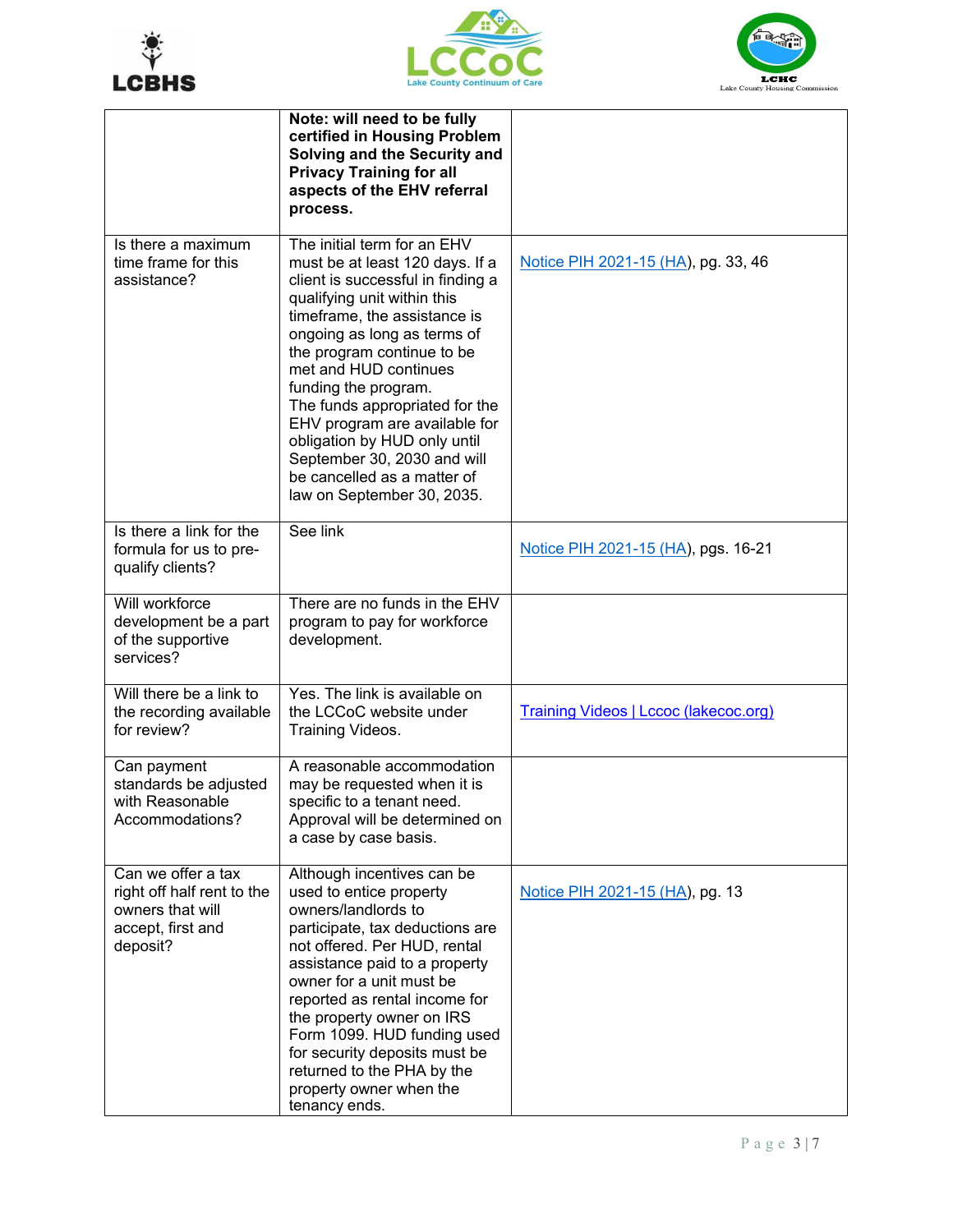| | | |
|---|---|---|
| | **Note: will need to be fully certified in Housing Problem Solving and the Security and Privacy Training for all aspects of the EHV referral process.** | |
| Is there a maximum time frame for this assistance? | The initial term for an EHV must be at least 120 days. If a client is successful in finding a qualifying unit within this timeframe, the assistance is ongoing as long as terms of the program continue to be met and HUD continues funding the program. The funds appropriated for the EHV program are available for obligation by HUD only until September 30, 2030 and will be cancelled as a matter of law on September 30, 2035. | Notice PIH 2021-15 (HA), pg. 33, 46 |
| Is there a link for the formula for us to pre-qualify clients? | See link | Notice PIH 2021-15 (HA), pgs. 16-21 |
| Will workforce development be a part of the supportive services? | There are no funds in the EHV program to pay for workforce development. | |
| Will there be a link to the recording available for review? | Yes. The link is available on the LCCoC website under Training Videos. | Training Videos \| Lccoc (lakecoc.org) |
| Can payment standards be adjusted with Reasonable Accommodations? | A reasonable accommodation may be requested when it is specific to a tenant need. Approval will be determined on a case by case basis. | |
| Can we offer a tax right off half rent to the owners that will accept, first and deposit? | Although incentives can be used to entice property owners/landlords to participate, tax deductions are not offered. Per HUD, rental assistance paid to a property owner for a unit must be reported as rental income for the property owner on IRS Form 1099. HUD funding used for security deposits must be returned to the PHA by the property owner when the tenancy ends. | Notice PIH 2021-15 (HA), pg. 13 |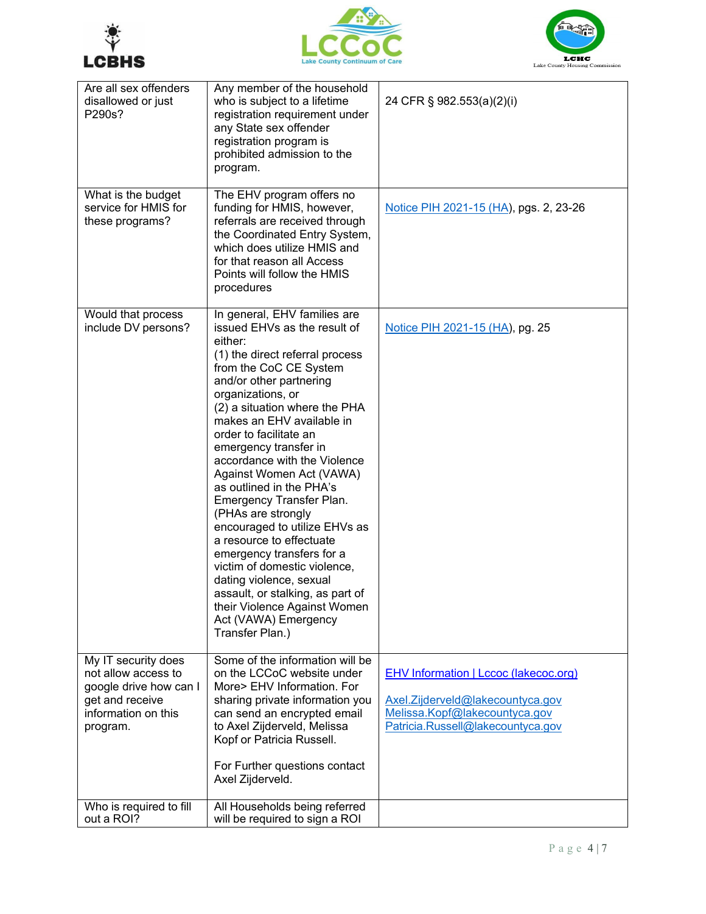| | | |
|---|---|---|
| Are all sex offenders disallowed or just P290s? | Any member of the household who is subject to a lifetime registration requirement under any State sex offender registration program is prohibited admission to the program. | 24 CFR § 982.553(a)(2)(i) |
| What is the budget service for HMIS for these programs? | The EHV program offers no funding for HMIS, however, referrals are received through the Coordinated Entry System, which does utilize HMIS and for that reason all Access Points will follow the HMIS procedures | Notice PIH 2021-15 (HA), pgs. 2, 23-26 |
| Would that process include DV persons? | In general, EHV families are issued EHVs as the result of either:<br>(1) the direct referral process from the CoC CE System and/or other partnering organizations, or<br>(2) a situation where the PHA makes an EHV available in order to facilitate an emergency transfer in accordance with the Violence Against Women Act (VAWA) as outlined in the PHA's Emergency Transfer Plan. (PHAs are strongly encouraged to utilize EHVs as a resource to effectuate emergency transfers for a victim of domestic violence, dating violence, sexual assault, or stalking, as part of their Violence Against Women Act (VAWA) Emergency Transfer Plan.) | Notice PIH 2021-15 (HA), pg. 25 |
| My IT security does not allow access to google drive how can I get and receive information on this program. | Some of the information will be on the LCCoC website under More> EHV Information. For sharing private information you can send an encrypted email to Axel Zijderveld, Melissa Kopf or Patricia Russell.<br><br>For Further questions contact Axel Zijderveld. | EHV Information \| Lccoc (lakecoc.org)<br><br>Axel.Zijderveld@lakecountyca.gov<br>Melissa.Kopf@lakecountyca.gov<br>Patricia.Russell@lakecountyca.gov |
| Who is required to fill out a ROI? | All Households being referred will be required to sign a ROI | |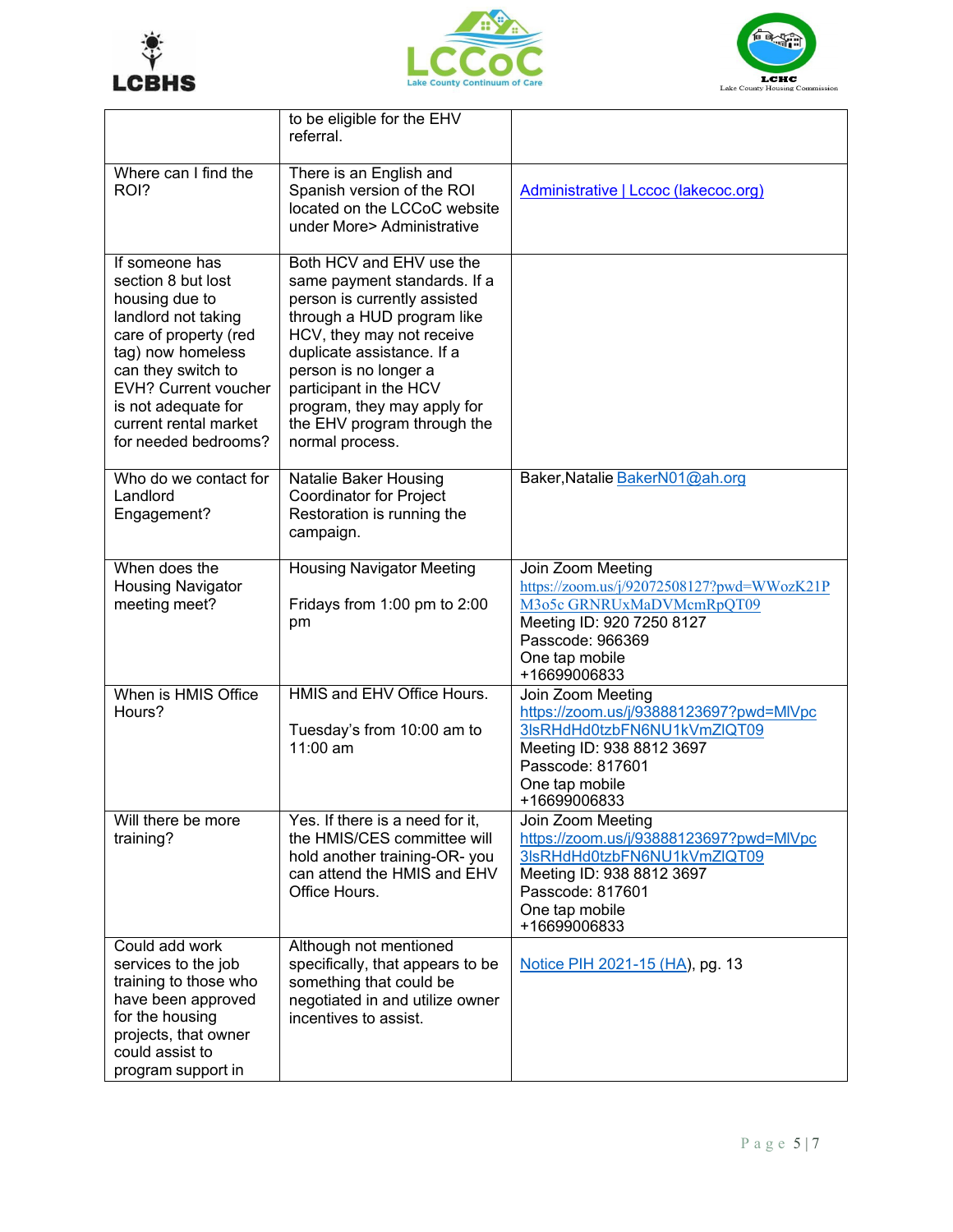| | | |
|---|---|---|
| | to be eligible for the EHV referral. | |
| Where can I find the ROI? | There is an English and Spanish version of the ROI located on the LCCoC website under More> Administrative | [Administrative \| Lccoc (lakecoc.org)]() |
| If someone has section 8 but lost housing due to landlord not taking care of property (red tag) now homeless can they switch to EVH? Current voucher is not adequate for current rental market for needed bedrooms? | Both HCV and EHV use the same payment standards. If a person is currently assisted through a HUD program like HCV, they may not receive duplicate assistance. If a person is no longer a participant in the HCV program, they may apply for the EHV program through the normal process. | |
| Who do we contact for Landlord Engagement? | Natalie Baker Housing Coordinator for Project Restoration is running the campaign. | Baker,Natalie BakerN01@ah.org |
| When does the Housing Navigator meeting meet? | Housing Navigator Meeting<br><br>Fridays from 1:00 pm to 2:00 pm | Join Zoom Meeting<br>https://zoom.us/j/92072508127?pwd=WWozK21PM3o5c GRNRUxMaDVMcmRpQT09<br>Meeting ID: 920 7250 8127<br>Passcode: 966369<br>One tap mobile<br>+16699006833 |
| When is HMIS Office Hours? | HMIS and EHV Office Hours.<br><br>Tuesday's from 10:00 am to 11:00 am | Join Zoom Meeting<br>https://zoom.us/j/93888123697?pwd=MlVpc3lsRHdHd0tzbFN6NU1kVmZlQT09<br>Meeting ID: 938 8812 3697<br>Passcode: 817601<br>One tap mobile<br>+16699006833 |
| Will there be more training? | Yes. If there is a need for it, the HMIS/CES committee will hold another training-OR- you can attend the HMIS and EHV Office Hours. | Join Zoom Meeting<br>https://zoom.us/j/93888123697?pwd=MlVpc3lsRHdHd0tzbFN6NU1kVmZlQT09<br>Meeting ID: 938 8812 3697<br>Passcode: 817601<br>One tap mobile<br>+16699006833 |
| Could add work services to the job training to those who have been approved for the housing projects, that owner could assist to program support in | Although not mentioned specifically, that appears to be something that could be negotiated in and utilize owner incentives to assist. | [Notice PIH 2021-15 (HA)](), pg. 13 |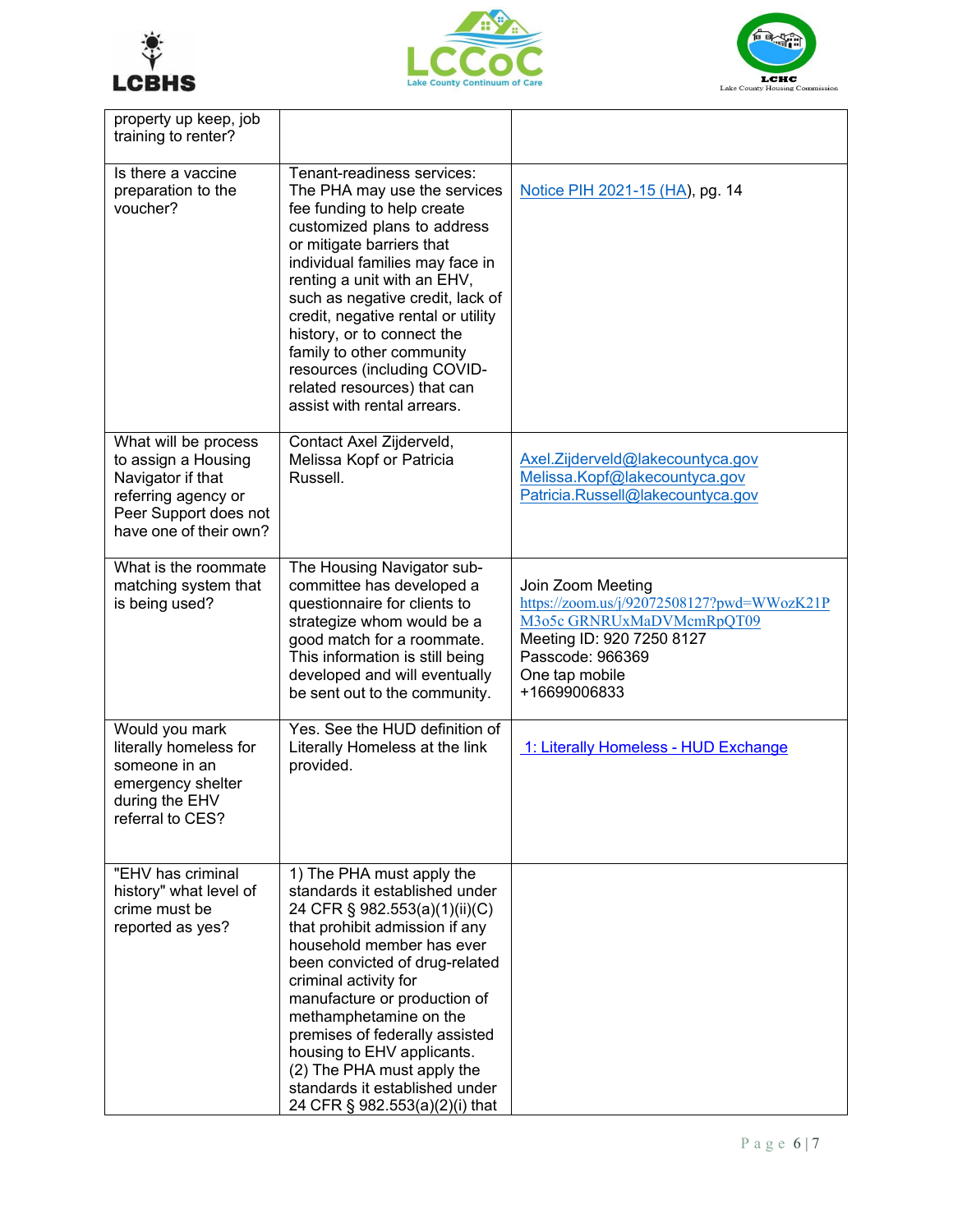| | | |
|---|---|---|
| property up keep, job training to renter? | | |
| Is there a vaccine preparation to the voucher? | Tenant-readiness services: The PHA may use the services fee funding to help create customized plans to address or mitigate barriers that individual families may face in renting a unit with an EHV, such as negative credit, lack of credit, negative rental or utility history, or to connect the family to other community resources (including COVID-related resources) that can assist with rental arrears. | Notice PIH 2021-15 (HA), pg. 14 |
| What will be process to assign a Housing Navigator if that referring agency or Peer Support does not have one of their own? | Contact Axel Zijderveld, Melissa Kopf or Patricia Russell. | Axel.Zijderveld@lakecountyca.gov Melissa.Kopf@lakecountyca.gov Patricia.Russell@lakecountyca.gov |
| What is the roommate matching system that is being used? | The Housing Navigator sub-committee has developed a questionnaire for clients to strategize whom would be a good match for a roommate. This information is still being developed and will eventually be sent out to the community. | Join Zoom Meeting https://zoom.us/j/92072508127?pwd=WWozK21PM3o5c GRNRUxMaDVMcmRpQT09 Meeting ID: 920 7250 8127 Passcode: 966369 One tap mobile +16699006833 |
| Would you mark literally homeless for someone in an emergency shelter during the EHV referral to CES? | Yes. See the HUD definition of Literally Homeless at the link provided. | 1: Literally Homeless - HUD Exchange |
| "EHV has criminal history" what level of crime must be reported as yes? | 1) The PHA must apply the standards it established under 24 CFR § 982.553(a)(1)(ii)(C) that prohibit admission if any household member has ever been convicted of drug-related criminal activity for manufacture or production of methamphetamine on the premises of federally assisted housing to EHV applicants. (2) The PHA must apply the standards it established under 24 CFR § 982.553(a)(2)(i) that | |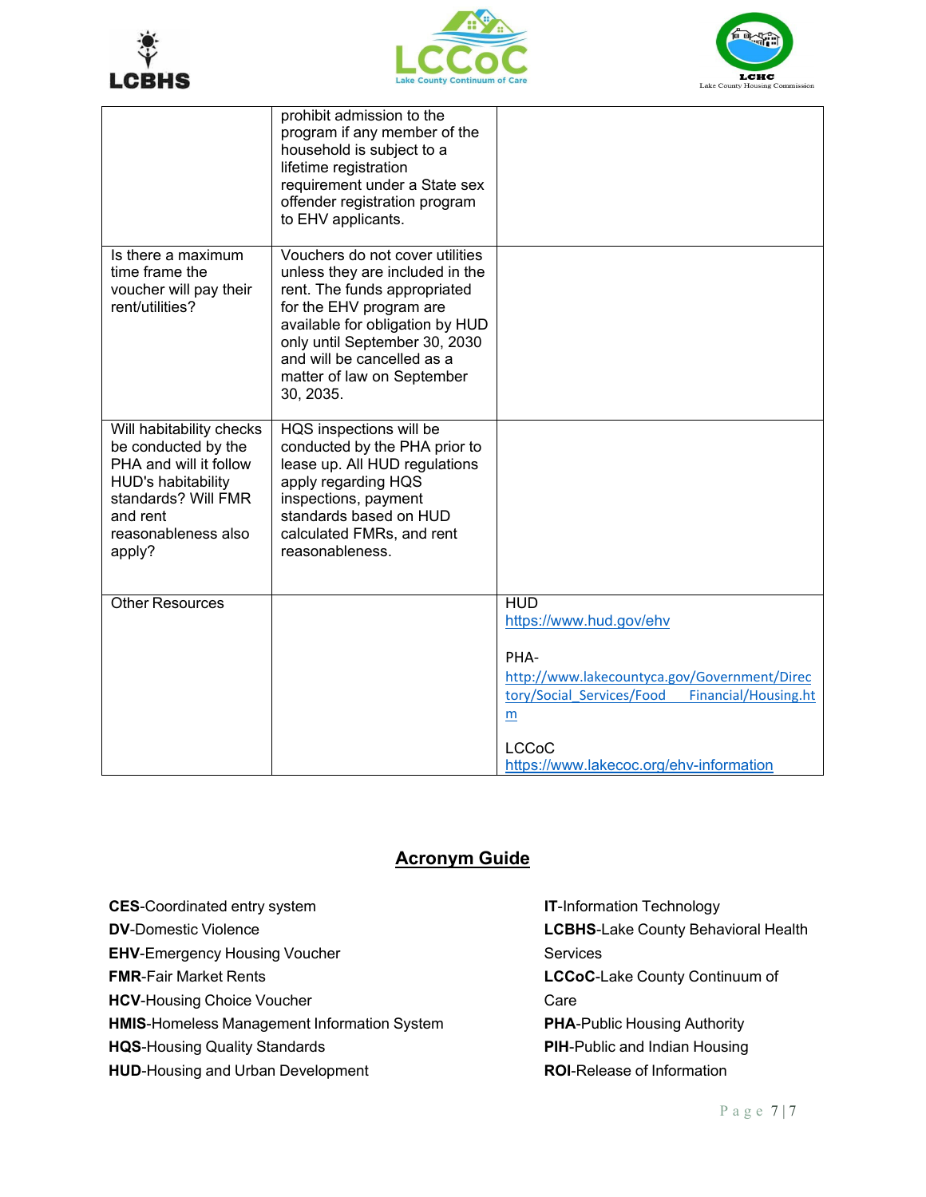|  |  |  |
|---|---|---|
|  | prohibit admission to the program if any member of the household is subject to a lifetime registration requirement under a State sex offender registration program to EHV applicants. |  |
| Is there a maximum time frame the voucher will pay their rent/utilities? | Vouchers do not cover utilities unless they are included in the rent. The funds appropriated for the EHV program are available for obligation by HUD only until September 30, 2030 and will be cancelled as a matter of law on September 30, 2035. |  |
| Will habitability checks be conducted by the PHA and will it follow HUD's habitability standards? Will FMR and rent reasonableness also apply? | HQS inspections will be conducted by the PHA prior to lease up. All HUD regulations apply regarding HQS inspections, payment standards based on HUD calculated FMRs, and rent reasonableness. |  |
| Other Resources |  | HUD<br>https://www.hud.gov/ehv<br><br>PHA-<br>http://www.lakecountyca.gov/Government/Directory/Social_Services/Food Financial/Housing.htm<br><br>LCCoC<br>https://www.lakecoc.org/ehv-information |

## Acronym Guide

**CES**-Coordinated entry system
**DV**-Domestic Violence
**EHV**-Emergency Housing Voucher
**FMR**-Fair Market Rents
**HCV**-Housing Choice Voucher
**HMIS**-Homeless Management Information System
**HQS**-Housing Quality Standards
**HUD**-Housing and Urban Development
**IT**-Information Technology
**LCBHS**-Lake County Behavioral Health Services
**LCCoC**-Lake County Continuum of Care
**PHA**-Public Housing Authority
**PIH**-Public and Indian Housing
**ROI**-Release of Information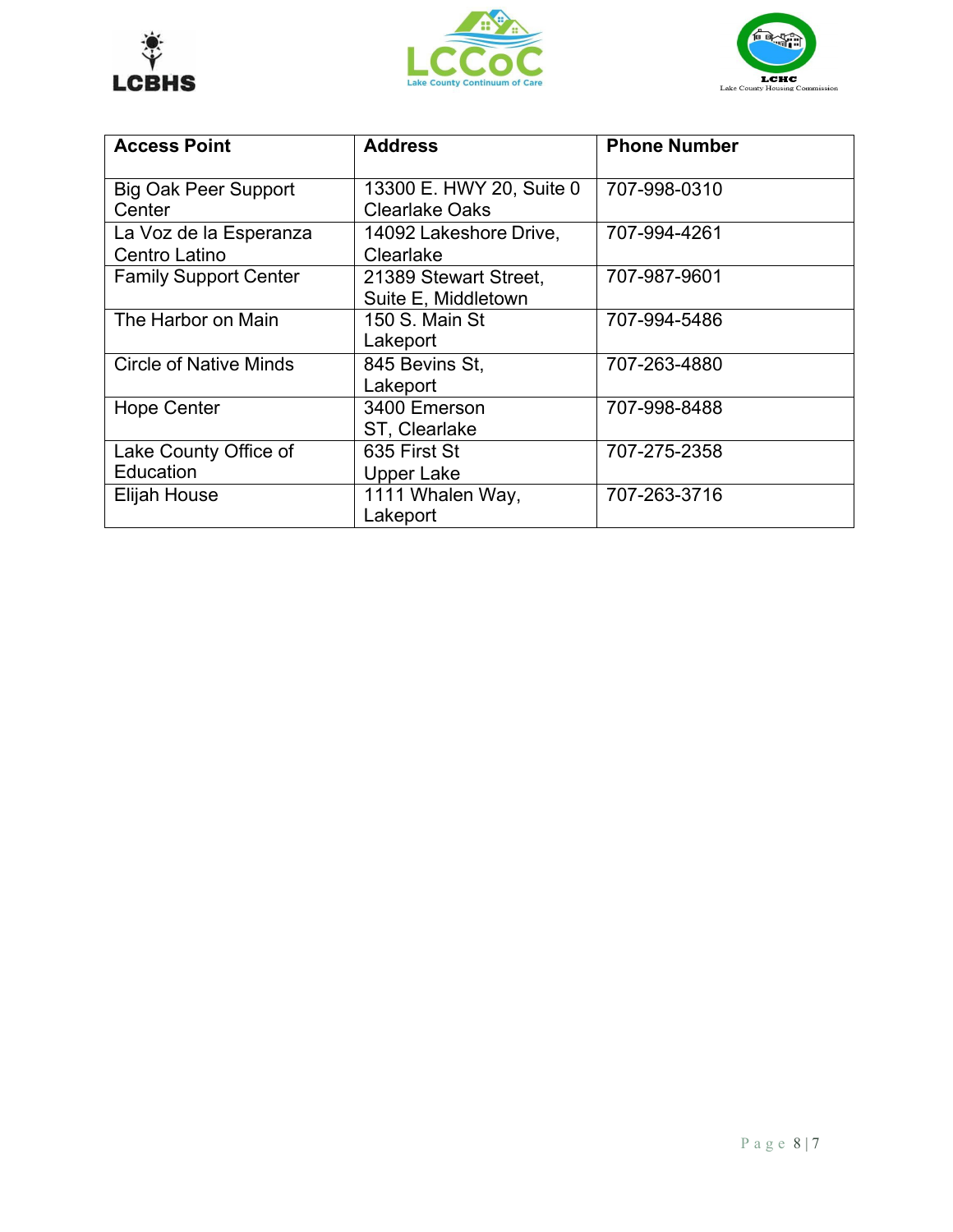LCBHS

LCCoC
Lake County Continuum of Care

LCHC
Lake County Housing Commission

| Access Point | Address | Phone Number |
|---|---|---|
| Big Oak Peer Support Center | 13300 E. HWY 20, Suite 0 Clearlake Oaks | 707-998-0310 |
| La Voz de la Esperanza Centro Latino | 14092 Lakeshore Drive, Clearlake | 707-994-4261 |
| Family Support Center | 21389 Stewart Street, Suite E, Middletown | 707-987-9601 |
| The Harbor on Main | 150 S. Main St Lakeport | 707-994-5486 |
| Circle of Native Minds | 845 Bevins St, Lakeport | 707-263-4880 |
| Hope Center | 3400 Emerson ST, Clearlake | 707-998-8488 |
| Lake County Office of Education | 635 First St Upper Lake | 707-275-2358 |
| Elijah House | 1111 Whalen Way, Lakeport | 707-263-3716 |